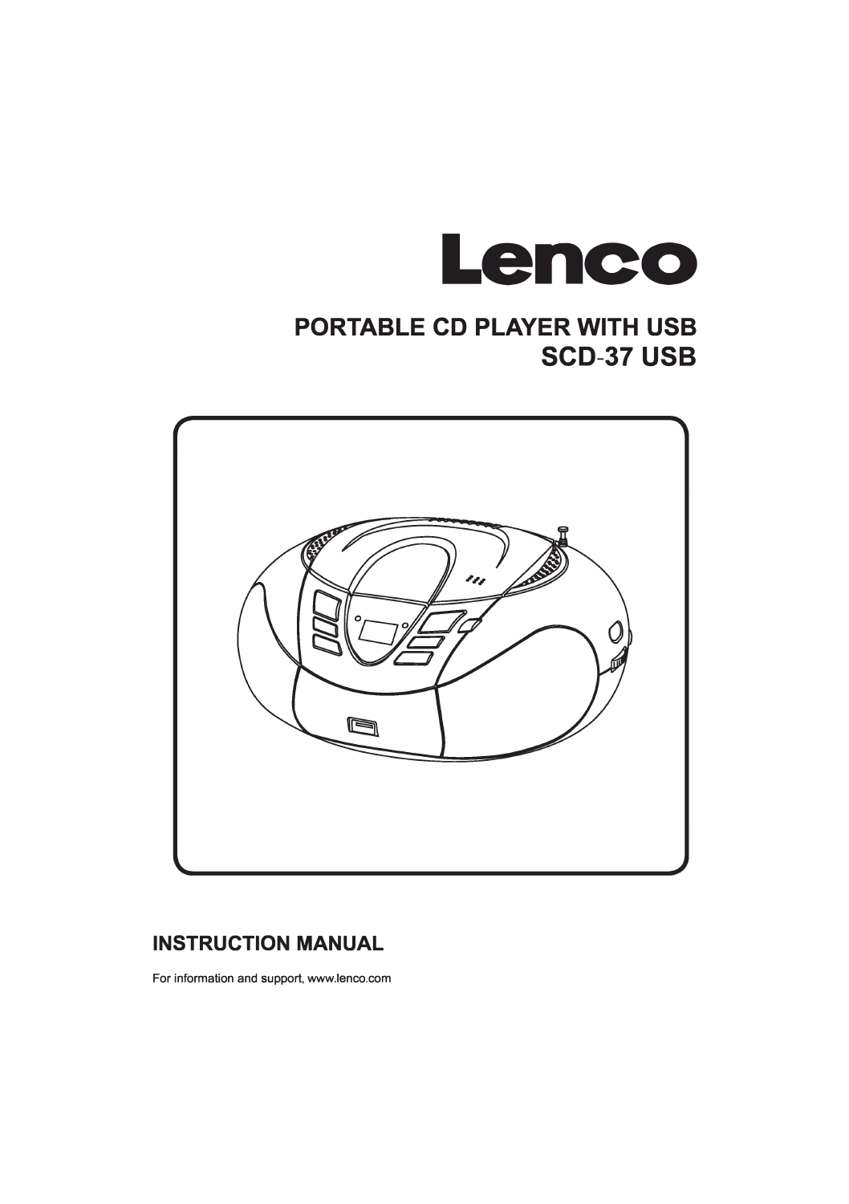# Lenco

## PORTABLE CD PLAYER WITH USB

## SCD-37 USB

## INSTRUCTION MANUAL

For information and support, www.lenco.com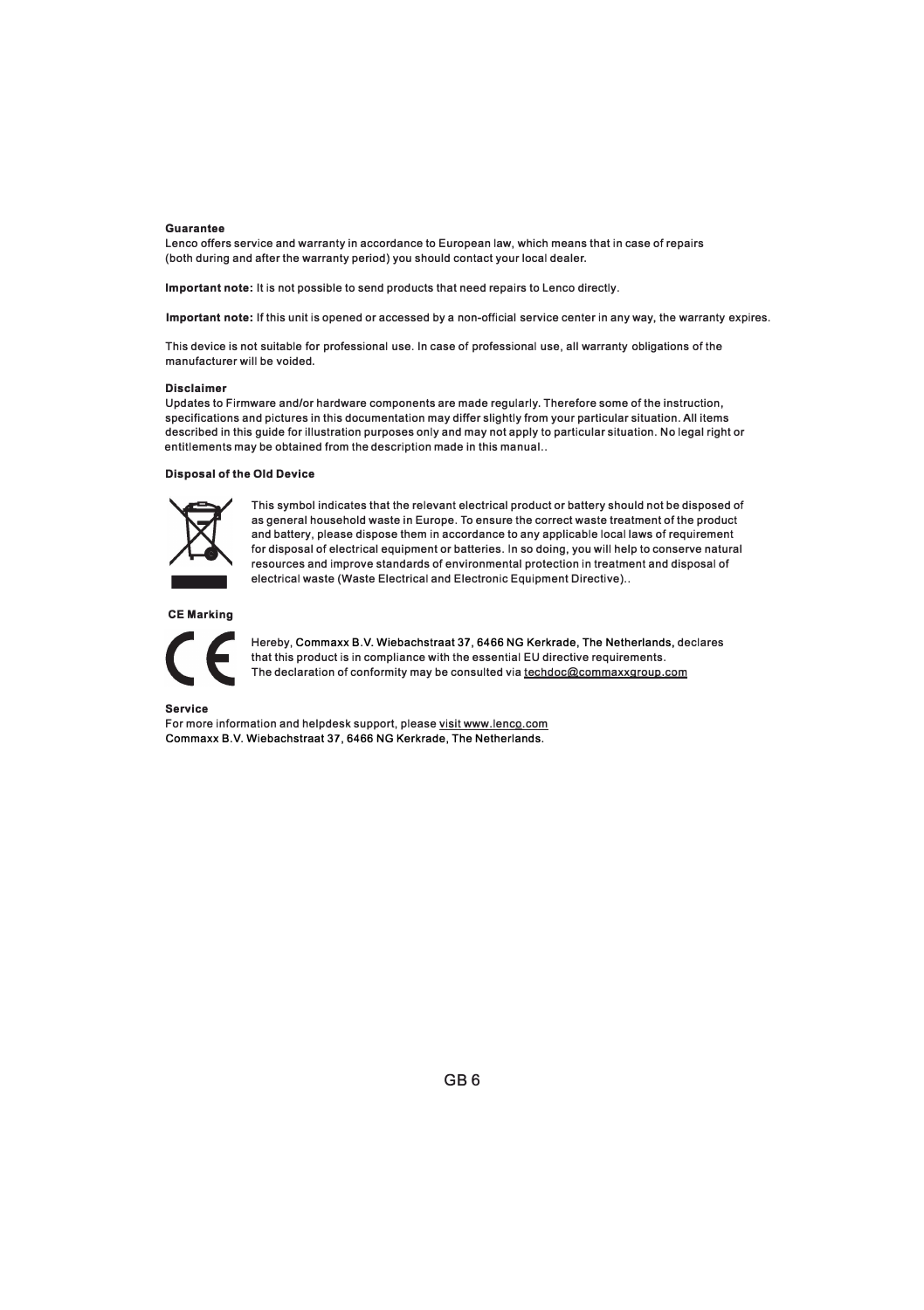### Guarantee

Lenco offers service and warranty in accordance to European law, which means that in case of repairs (both during and after the warranty period) you should contact your local dealer.

**Important note:** It is not possible to send products that need repairs to Lenco directly.

**Important note:** If this unit is opened or accessed by a non-official service center in any way, the warranty expires.

This device is not suitable for professional use. In case of professional use, all warranty obligations of the manufacturer will be voided.

### Disclaimer

Updates to Firmware and/or hardware components are made regularly. Therefore some of the instruction, specifications and pictures in this documentation may differ slightly from your particular situation. All items described in this guide for illustration purposes only and may not apply to particular situation. No legal right or entitlements may be obtained from the description made in this manual..

### Disposal of the Old Device

This symbol indicates that the relevant electrical product or battery should not be disposed of as general household waste in Europe. To ensure the correct waste treatment of the product and battery, please dispose them in accordance to any applicable local laws of requirement for disposal of electrical equipment or batteries. In so doing, you will help to conserve natural resources and improve standards of environmental protection in treatment and disposal of electrical waste (Waste Electrical and Electronic Equipment Directive)..

### CE Marking

Hereby, Commaxx B.V. Wiebachstraat 37, 6466 NG Kerkrade, The Netherlands, declares that this product is in compliance with the essential EU directive requirements.
The declaration of conformity may be consulted via techdoc@commaxxgroup.com

### Service

For more information and helpdesk support, please visit www.lenco.com
Commaxx B.V. Wiebachstraat 37, 6466 NG Kerkrade, The Netherlands.